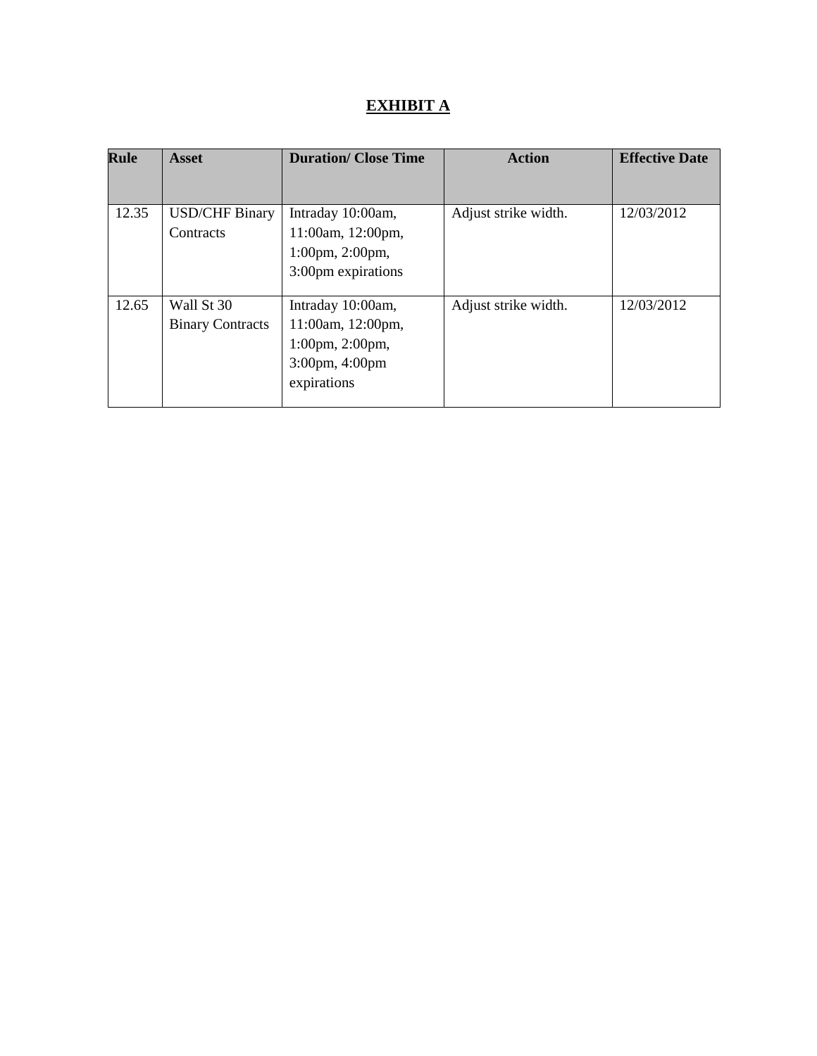# EXHIBIT A

| Rule | Asset | Duration/ Close Time | Action | Effective Date |
|---|---|---|---|---|
| 12.35 | USD/CHF Binary Contracts | Intraday 10:00am, 11:00am, 12:00pm, 1:00pm, 2:00pm, 3:00pm expirations | Adjust strike width. | 12/03/2012 |
| 12.65 | Wall St 30 Binary Contracts | Intraday 10:00am, 11:00am, 12:00pm, 1:00pm, 2:00pm, 3:00pm, 4:00pm expirations | Adjust strike width. | 12/03/2012 |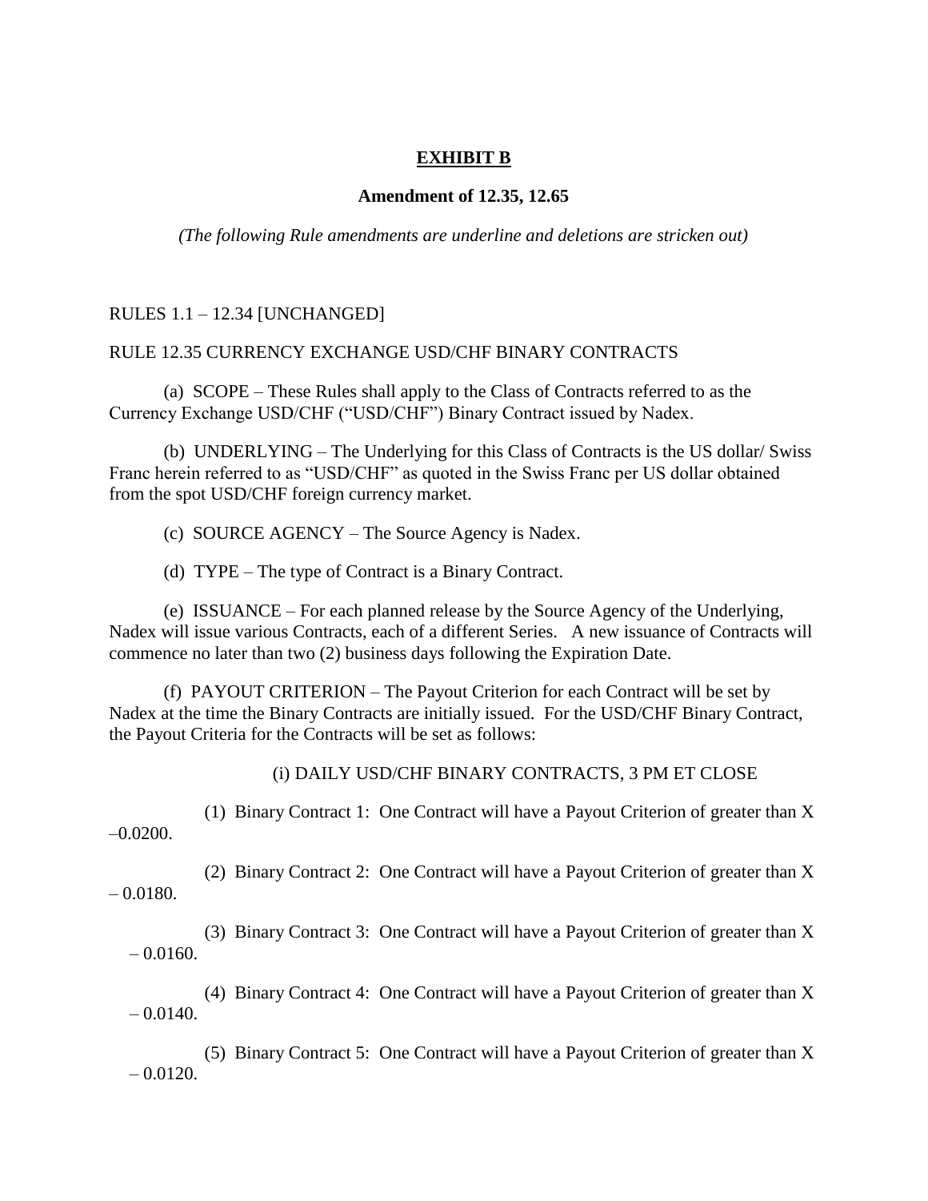**EXHIBIT B**

**Amendment of 12.35, 12.65**

*(The following Rule amendments are underline and deletions are stricken out)*

RULES 1.1 – 12.34 [UNCHANGED]

RULE 12.35 CURRENCY EXCHANGE USD/CHF BINARY CONTRACTS

(a) SCOPE – These Rules shall apply to the Class of Contracts referred to as the Currency Exchange USD/CHF ("USD/CHF") Binary Contract issued by Nadex.

(b) UNDERLYING – The Underlying for this Class of Contracts is the US dollar/ Swiss Franc herein referred to as "USD/CHF" as quoted in the Swiss Franc per US dollar obtained from the spot USD/CHF foreign currency market.

(c) SOURCE AGENCY – The Source Agency is Nadex.

(d) TYPE – The type of Contract is a Binary Contract.

(e) ISSUANCE – For each planned release by the Source Agency of the Underlying, Nadex will issue various Contracts, each of a different Series. A new issuance of Contracts will commence no later than two (2) business days following the Expiration Date.

(f) PAYOUT CRITERION – The Payout Criterion for each Contract will be set by Nadex at the time the Binary Contracts are initially issued. For the USD/CHF Binary Contract, the Payout Criteria for the Contracts will be set as follows:

(i) DAILY USD/CHF BINARY CONTRACTS, 3 PM ET CLOSE

(1) Binary Contract 1: One Contract will have a Payout Criterion of greater than X –0.0200.

(2) Binary Contract 2: One Contract will have a Payout Criterion of greater than X – 0.0180.

(3) Binary Contract 3: One Contract will have a Payout Criterion of greater than X – 0.0160.

(4) Binary Contract 4: One Contract will have a Payout Criterion of greater than X – 0.0140.

(5) Binary Contract 5: One Contract will have a Payout Criterion of greater than X – 0.0120.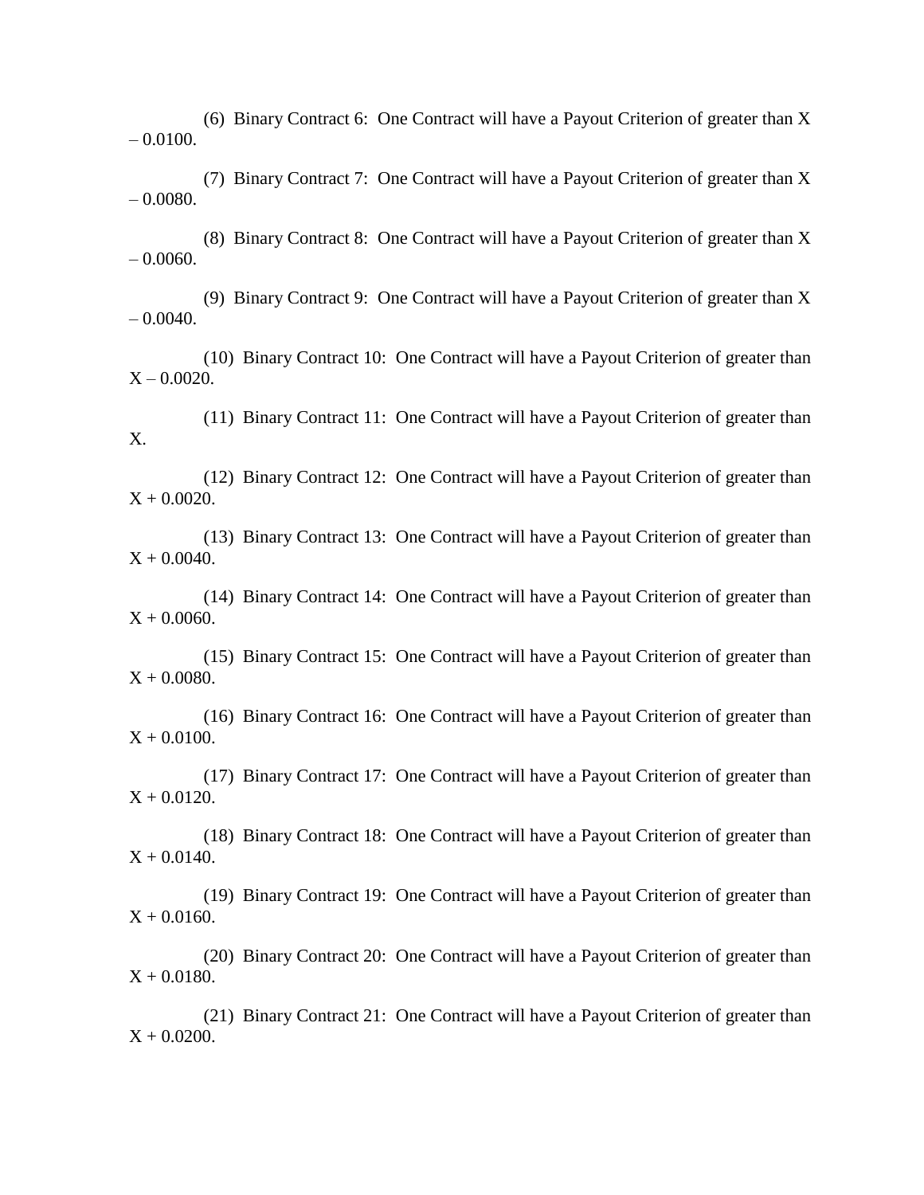(6) Binary Contract 6: One Contract will have a Payout Criterion of greater than X – 0.0100.

(7) Binary Contract 7: One Contract will have a Payout Criterion of greater than X – 0.0080.

(8) Binary Contract 8: One Contract will have a Payout Criterion of greater than X – 0.0060.

(9) Binary Contract 9: One Contract will have a Payout Criterion of greater than X – 0.0040.

(10) Binary Contract 10: One Contract will have a Payout Criterion of greater than X – 0.0020.

(11) Binary Contract 11: One Contract will have a Payout Criterion of greater than X.

(12) Binary Contract 12: One Contract will have a Payout Criterion of greater than X + 0.0020.

(13) Binary Contract 13: One Contract will have a Payout Criterion of greater than X + 0.0040.

(14) Binary Contract 14: One Contract will have a Payout Criterion of greater than X + 0.0060.

(15) Binary Contract 15: One Contract will have a Payout Criterion of greater than X + 0.0080.

(16) Binary Contract 16: One Contract will have a Payout Criterion of greater than X + 0.0100.

(17) Binary Contract 17: One Contract will have a Payout Criterion of greater than X + 0.0120.

(18) Binary Contract 18: One Contract will have a Payout Criterion of greater than X + 0.0140.

(19) Binary Contract 19: One Contract will have a Payout Criterion of greater than X + 0.0160.

(20) Binary Contract 20: One Contract will have a Payout Criterion of greater than X + 0.0180.

(21) Binary Contract 21: One Contract will have a Payout Criterion of greater than X + 0.0200.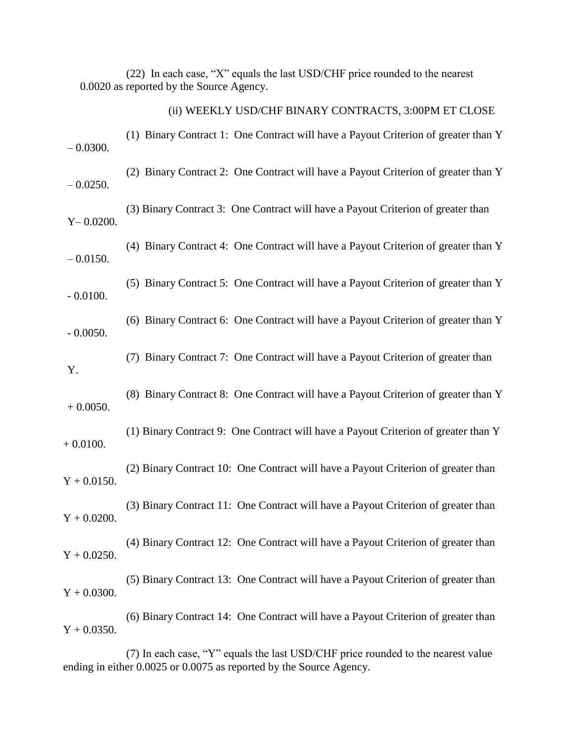(22) In each case, "X" equals the last USD/CHF price rounded to the nearest 0.0020 as reported by the Source Agency.

(ii) WEEKLY USD/CHF BINARY CONTRACTS, 3:00PM ET CLOSE

(1) Binary Contract 1: One Contract will have a Payout Criterion of greater than Y – 0.0300.

(2) Binary Contract 2: One Contract will have a Payout Criterion of greater than Y – 0.0250.

(3) Binary Contract 3: One Contract will have a Payout Criterion of greater than Y– 0.0200.

(4) Binary Contract 4: One Contract will have a Payout Criterion of greater than Y – 0.0150.

(5) Binary Contract 5: One Contract will have a Payout Criterion of greater than Y - 0.0100.

(6) Binary Contract 6: One Contract will have a Payout Criterion of greater than Y - 0.0050.

(7) Binary Contract 7: One Contract will have a Payout Criterion of greater than Y.

(8) Binary Contract 8: One Contract will have a Payout Criterion of greater than Y + 0.0050.

(1) Binary Contract 9: One Contract will have a Payout Criterion of greater than Y + 0.0100.

(2) Binary Contract 10: One Contract will have a Payout Criterion of greater than Y + 0.0150.

(3) Binary Contract 11: One Contract will have a Payout Criterion of greater than Y + 0.0200.

(4) Binary Contract 12: One Contract will have a Payout Criterion of greater than Y + 0.0250.

(5) Binary Contract 13: One Contract will have a Payout Criterion of greater than Y + 0.0300.

(6) Binary Contract 14: One Contract will have a Payout Criterion of greater than Y + 0.0350.

(7) In each case, "Y" equals the last USD/CHF price rounded to the nearest value ending in either 0.0025 or 0.0075 as reported by the Source Agency.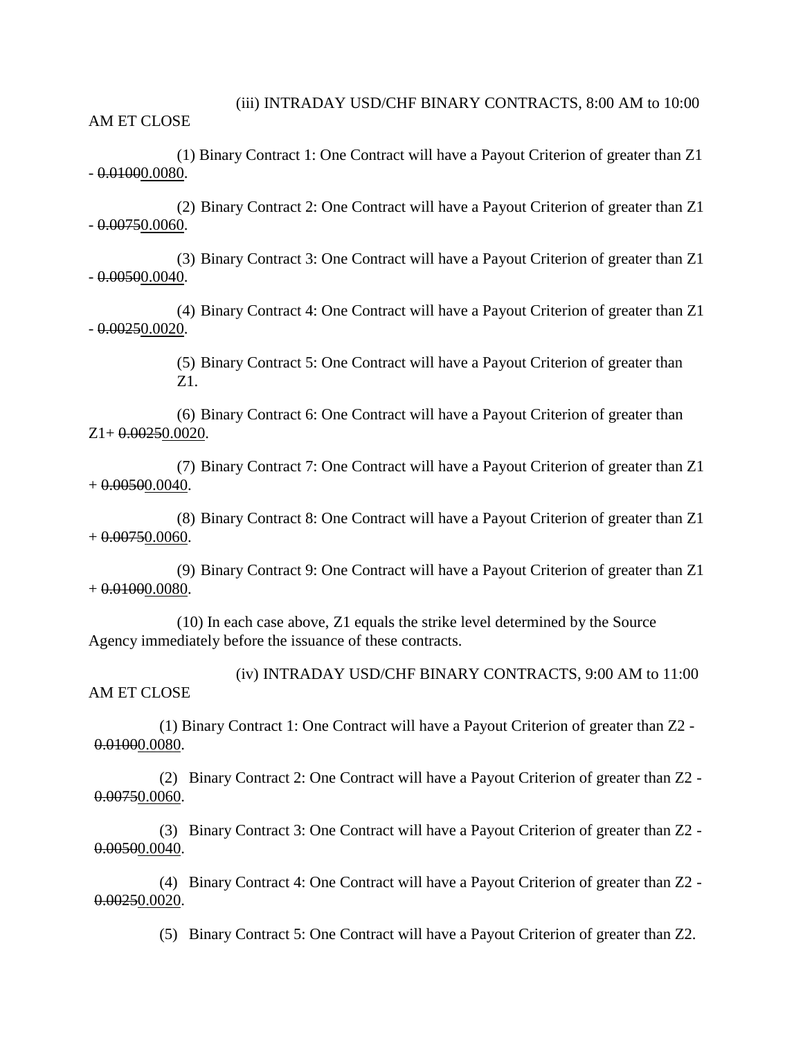(iii) INTRADAY USD/CHF BINARY CONTRACTS, 8:00 AM to 10:00 AM ET CLOSE

(1) Binary Contract 1: One Contract will have a Payout Criterion of greater than Z1 - ~~0.0100~~0.0080.

(2) Binary Contract 2: One Contract will have a Payout Criterion of greater than Z1 - ~~0.0075~~0.0060.

(3) Binary Contract 3: One Contract will have a Payout Criterion of greater than Z1 - ~~0.0050~~0.0040.

(4) Binary Contract 4: One Contract will have a Payout Criterion of greater than Z1 - ~~0.0025~~0.0020.

(5) Binary Contract 5: One Contract will have a Payout Criterion of greater than Z1.

(6) Binary Contract 6: One Contract will have a Payout Criterion of greater than Z1+ ~~0.0025~~0.0020.

(7) Binary Contract 7: One Contract will have a Payout Criterion of greater than Z1 + ~~0.0050~~0.0040.

(8) Binary Contract 8: One Contract will have a Payout Criterion of greater than Z1 + ~~0.0075~~0.0060.

(9) Binary Contract 9: One Contract will have a Payout Criterion of greater than Z1 + ~~0.0100~~0.0080.

(10) In each case above, Z1 equals the strike level determined by the Source Agency immediately before the issuance of these contracts.

(iv) INTRADAY USD/CHF BINARY CONTRACTS, 9:00 AM to 11:00 AM ET CLOSE

(1) Binary Contract 1: One Contract will have a Payout Criterion of greater than Z2 - ~~0.0100~~0.0080.

(2) Binary Contract 2: One Contract will have a Payout Criterion of greater than Z2 - ~~0.0075~~0.0060.

(3) Binary Contract 3: One Contract will have a Payout Criterion of greater than Z2 - ~~0.0050~~0.0040.

(4) Binary Contract 4: One Contract will have a Payout Criterion of greater than Z2 - ~~0.0025~~0.0020.

(5) Binary Contract 5: One Contract will have a Payout Criterion of greater than Z2.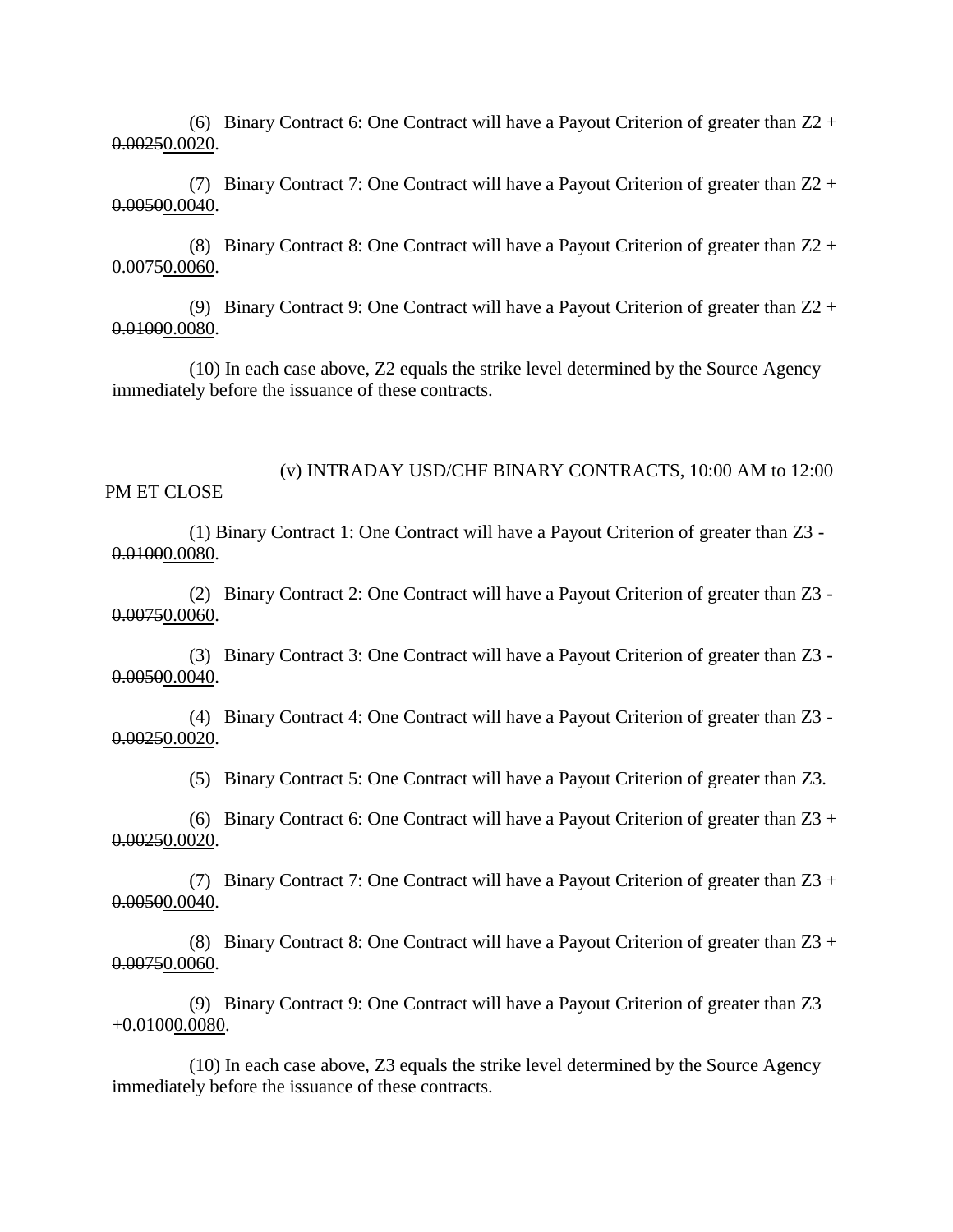(6) Binary Contract 6: One Contract will have a Payout Criterion of greater than Z2 + ~~0.0025~~<u>0.0020</u>.

(7) Binary Contract 7: One Contract will have a Payout Criterion of greater than Z2 + ~~0.0050~~<u>0.0040</u>.

(8) Binary Contract 8: One Contract will have a Payout Criterion of greater than Z2 + ~~0.0075~~<u>0.0060</u>.

(9) Binary Contract 9: One Contract will have a Payout Criterion of greater than Z2 + ~~0.0100~~<u>0.0080</u>.

(10) In each case above, Z2 equals the strike level determined by the Source Agency immediately before the issuance of these contracts.

(v) INTRADAY USD/CHF BINARY CONTRACTS, 10:00 AM to 12:00 PM ET CLOSE

(1) Binary Contract 1: One Contract will have a Payout Criterion of greater than Z3 - ~~0.0100~~<u>0.0080</u>.

(2) Binary Contract 2: One Contract will have a Payout Criterion of greater than Z3 - ~~0.0075~~<u>0.0060</u>.

(3) Binary Contract 3: One Contract will have a Payout Criterion of greater than Z3 - ~~0.0050~~<u>0.0040</u>.

(4) Binary Contract 4: One Contract will have a Payout Criterion of greater than Z3 - ~~0.0025~~<u>0.0020</u>.

(5) Binary Contract 5: One Contract will have a Payout Criterion of greater than Z3.

(6) Binary Contract 6: One Contract will have a Payout Criterion of greater than Z3 + ~~0.0025~~<u>0.0020</u>.

(7) Binary Contract 7: One Contract will have a Payout Criterion of greater than Z3 + ~~0.0050~~<u>0.0040</u>.

(8) Binary Contract 8: One Contract will have a Payout Criterion of greater than Z3 + ~~0.0075~~<u>0.0060</u>.

(9) Binary Contract 9: One Contract will have a Payout Criterion of greater than Z3 +~~0.0100~~<u>0.0080</u>.

(10) In each case above, Z3 equals the strike level determined by the Source Agency immediately before the issuance of these contracts.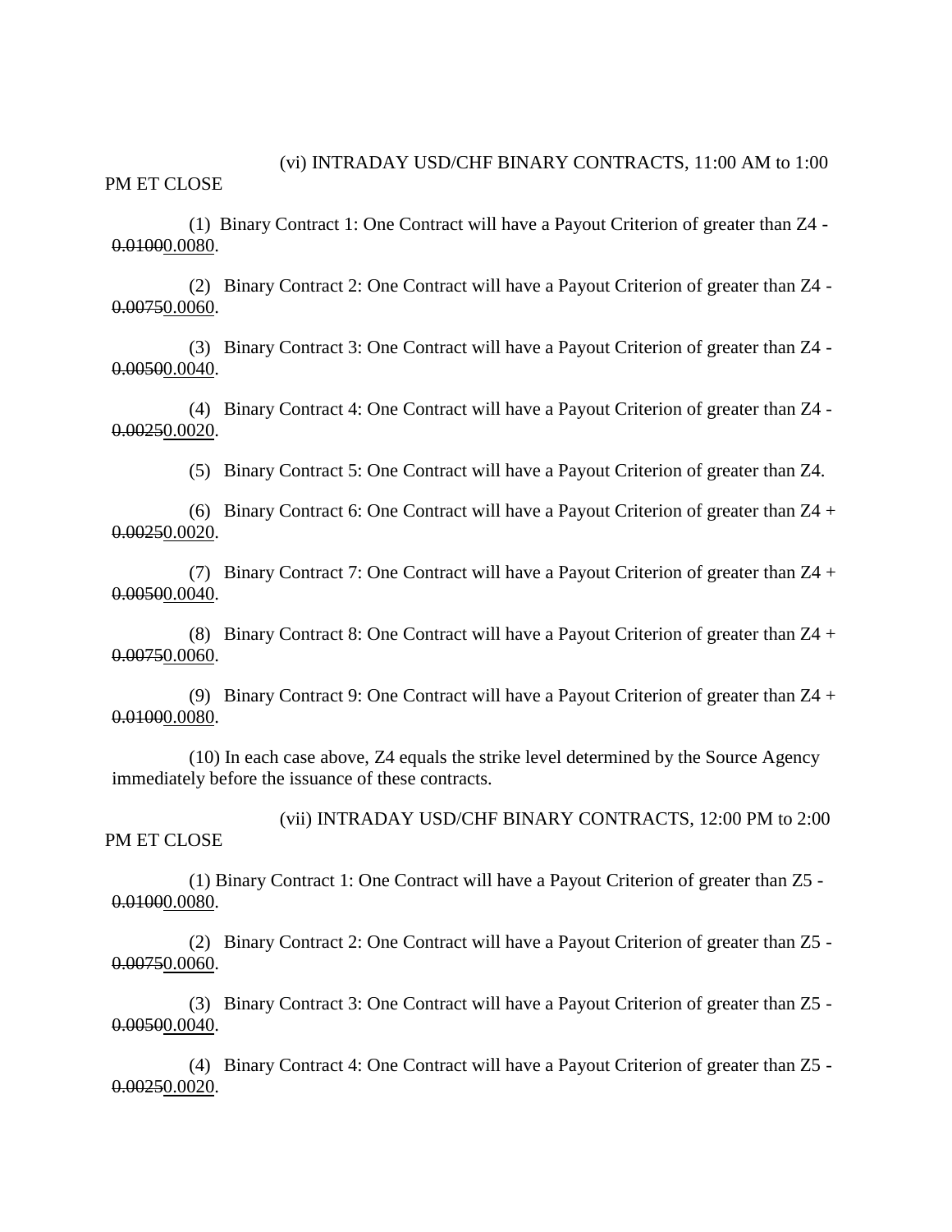(vi) INTRADAY USD/CHF BINARY CONTRACTS, 11:00 AM to 1:00 PM ET CLOSE

(1) Binary Contract 1: One Contract will have a Payout Criterion of greater than Z4 - ~~0.0100~~<u>0.0080</u>.

(2) Binary Contract 2: One Contract will have a Payout Criterion of greater than Z4 - ~~0.0075~~<u>0.0060</u>.

(3) Binary Contract 3: One Contract will have a Payout Criterion of greater than Z4 - ~~0.0050~~<u>0.0040</u>.

(4) Binary Contract 4: One Contract will have a Payout Criterion of greater than Z4 - ~~0.0025~~<u>0.0020</u>.

(5) Binary Contract 5: One Contract will have a Payout Criterion of greater than Z4.

(6) Binary Contract 6: One Contract will have a Payout Criterion of greater than Z4 + ~~0.0025~~<u>0.0020</u>.

(7) Binary Contract 7: One Contract will have a Payout Criterion of greater than Z4 + ~~0.0050~~<u>0.0040</u>.

(8) Binary Contract 8: One Contract will have a Payout Criterion of greater than Z4 + ~~0.0075~~<u>0.0060</u>.

(9) Binary Contract 9: One Contract will have a Payout Criterion of greater than Z4 + ~~0.0100~~<u>0.0080</u>.

(10) In each case above, Z4 equals the strike level determined by the Source Agency immediately before the issuance of these contracts.

(vii) INTRADAY USD/CHF BINARY CONTRACTS, 12:00 PM to 2:00 PM ET CLOSE

(1) Binary Contract 1: One Contract will have a Payout Criterion of greater than Z5 - ~~0.0100~~<u>0.0080</u>.

(2) Binary Contract 2: One Contract will have a Payout Criterion of greater than Z5 - ~~0.0075~~<u>0.0060</u>.

(3) Binary Contract 3: One Contract will have a Payout Criterion of greater than Z5 - ~~0.0050~~<u>0.0040</u>.

(4) Binary Contract 4: One Contract will have a Payout Criterion of greater than Z5 - ~~0.0025~~<u>0.0020</u>.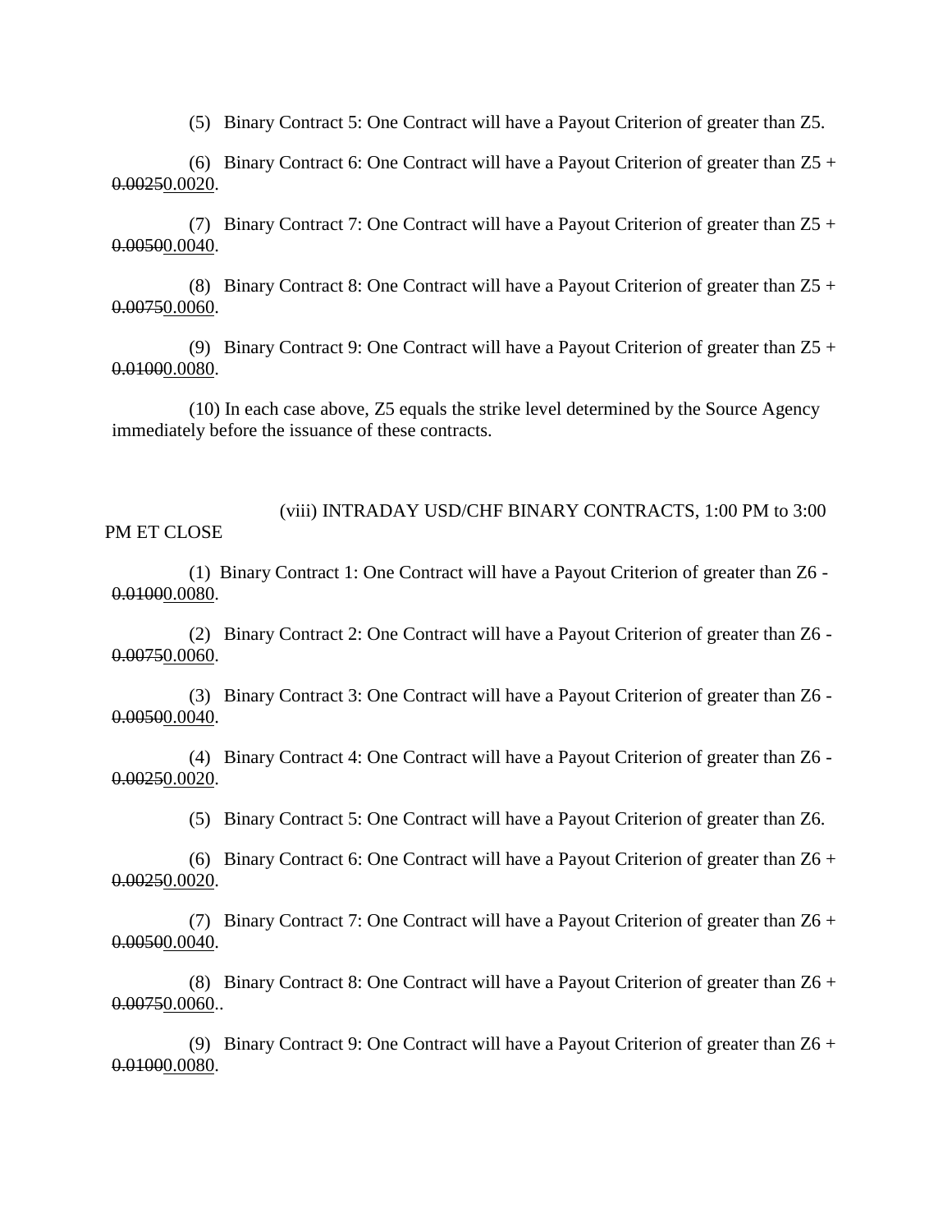(5) Binary Contract 5: One Contract will have a Payout Criterion of greater than Z5.

(6) Binary Contract 6: One Contract will have a Payout Criterion of greater than Z5 + ~~0.0025~~<u>0.0020</u>.

(7) Binary Contract 7: One Contract will have a Payout Criterion of greater than Z5 + ~~0.0050~~<u>0.0040</u>.

(8) Binary Contract 8: One Contract will have a Payout Criterion of greater than Z5 + ~~0.0075~~<u>0.0060</u>.

(9) Binary Contract 9: One Contract will have a Payout Criterion of greater than Z5 + ~~0.0100~~<u>0.0080</u>.

(10) In each case above, Z5 equals the strike level determined by the Source Agency immediately before the issuance of these contracts.

(viii) INTRADAY USD/CHF BINARY CONTRACTS, 1:00 PM to 3:00 PM ET CLOSE

(1) Binary Contract 1: One Contract will have a Payout Criterion of greater than Z6 - ~~0.0100~~<u>0.0080</u>.

(2) Binary Contract 2: One Contract will have a Payout Criterion of greater than Z6 - ~~0.0075~~<u>0.0060</u>.

(3) Binary Contract 3: One Contract will have a Payout Criterion of greater than Z6 - ~~0.0050~~<u>0.0040</u>.

(4) Binary Contract 4: One Contract will have a Payout Criterion of greater than Z6 - ~~0.0025~~<u>0.0020</u>.

(5) Binary Contract 5: One Contract will have a Payout Criterion of greater than Z6.

(6) Binary Contract 6: One Contract will have a Payout Criterion of greater than Z6 + ~~0.0025~~<u>0.0020</u>.

(7) Binary Contract 7: One Contract will have a Payout Criterion of greater than Z6 + ~~0.0050~~<u>0.0040</u>.

(8) Binary Contract 8: One Contract will have a Payout Criterion of greater than Z6 + ~~0.0075~~<u>0.0060</u>..

(9) Binary Contract 9: One Contract will have a Payout Criterion of greater than Z6 + ~~0.0100~~<u>0.0080</u>.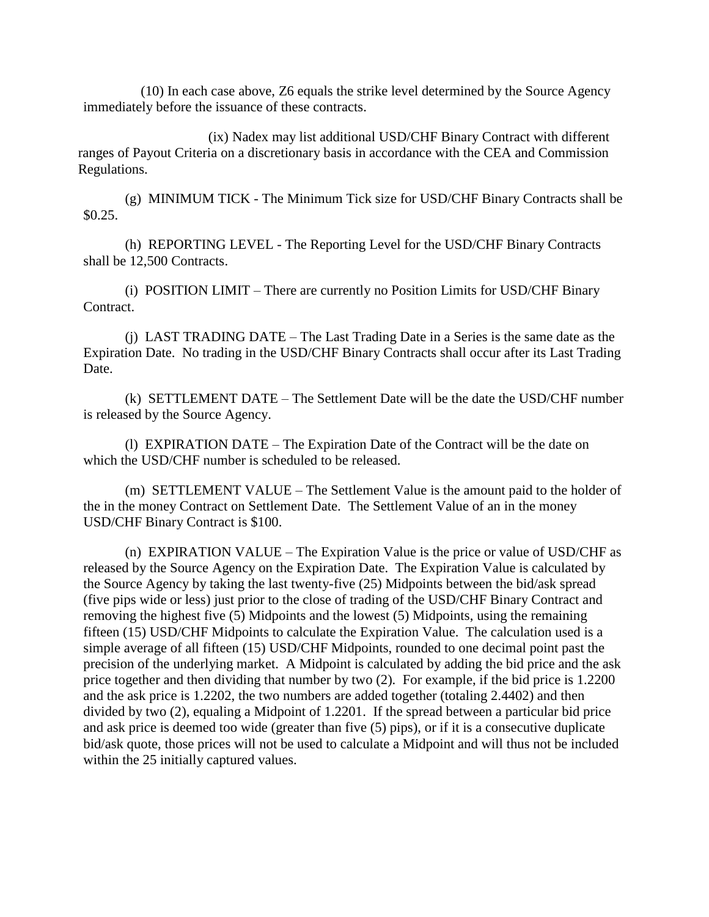(10) In each case above, Z6 equals the strike level determined by the Source Agency immediately before the issuance of these contracts.

(ix) Nadex may list additional USD/CHF Binary Contract with different ranges of Payout Criteria on a discretionary basis in accordance with the CEA and Commission Regulations.

(g) MINIMUM TICK - The Minimum Tick size for USD/CHF Binary Contracts shall be $0.25.

(h) REPORTING LEVEL - The Reporting Level for the USD/CHF Binary Contracts shall be 12,500 Contracts.

(i) POSITION LIMIT – There are currently no Position Limits for USD/CHF Binary Contract.

(j) LAST TRADING DATE – The Last Trading Date in a Series is the same date as the Expiration Date. No trading in the USD/CHF Binary Contracts shall occur after its Last Trading Date.

(k) SETTLEMENT DATE – The Settlement Date will be the date the USD/CHF number is released by the Source Agency.

(l) EXPIRATION DATE – The Expiration Date of the Contract will be the date on which the USD/CHF number is scheduled to be released.

(m) SETTLEMENT VALUE – The Settlement Value is the amount paid to the holder of the in the money Contract on Settlement Date. The Settlement Value of an in the money USD/CHF Binary Contract is $100.

(n) EXPIRATION VALUE – The Expiration Value is the price or value of USD/CHF as released by the Source Agency on the Expiration Date. The Expiration Value is calculated by the Source Agency by taking the last twenty-five (25) Midpoints between the bid/ask spread (five pips wide or less) just prior to the close of trading of the USD/CHF Binary Contract and removing the highest five (5) Midpoints and the lowest (5) Midpoints, using the remaining fifteen (15) USD/CHF Midpoints to calculate the Expiration Value. The calculation used is a simple average of all fifteen (15) USD/CHF Midpoints, rounded to one decimal point past the precision of the underlying market. A Midpoint is calculated by adding the bid price and the ask price together and then dividing that number by two (2). For example, if the bid price is 1.2200 and the ask price is 1.2202, the two numbers are added together (totaling 2.4402) and then divided by two (2), equaling a Midpoint of 1.2201. If the spread between a particular bid price and ask price is deemed too wide (greater than five (5) pips), or if it is a consecutive duplicate bid/ask quote, those prices will not be used to calculate a Midpoint and will thus not be included within the 25 initially captured values.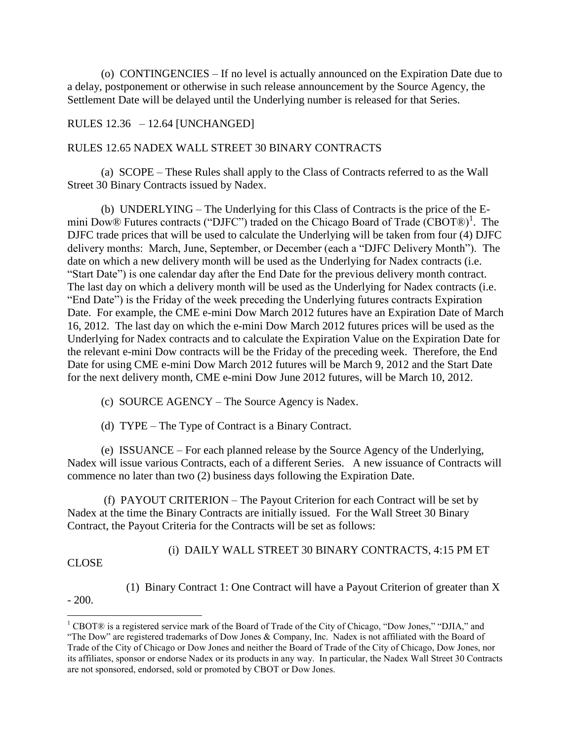(o) CONTINGENCIES – If no level is actually announced on the Expiration Date due to a delay, postponement or otherwise in such release announcement by the Source Agency, the Settlement Date will be delayed until the Underlying number is released for that Series.

RULES 12.36 – 12.64 [UNCHANGED]

RULES 12.65 NADEX WALL STREET 30 BINARY CONTRACTS

(a) SCOPE – These Rules shall apply to the Class of Contracts referred to as the Wall Street 30 Binary Contracts issued by Nadex.

(b) UNDERLYING – The Underlying for this Class of Contracts is the price of the E-mini Dow® Futures contracts ("DJFC") traded on the Chicago Board of Trade (CBOT®)[1]. The DJFC trade prices that will be used to calculate the Underlying will be taken from four (4) DJFC delivery months: March, June, September, or December (each a "DJFC Delivery Month"). The date on which a new delivery month will be used as the Underlying for Nadex contracts (i.e. "Start Date") is one calendar day after the End Date for the previous delivery month contract. The last day on which a delivery month will be used as the Underlying for Nadex contracts (i.e. "End Date") is the Friday of the week preceding the Underlying futures contracts Expiration Date. For example, the CME e-mini Dow March 2012 futures have an Expiration Date of March 16, 2012. The last day on which the e-mini Dow March 2012 futures prices will be used as the Underlying for Nadex contracts and to calculate the Expiration Value on the Expiration Date for the relevant e-mini Dow contracts will be the Friday of the preceding week. Therefore, the End Date for using CME e-mini Dow March 2012 futures will be March 9, 2012 and the Start Date for the next delivery month, CME e-mini Dow June 2012 futures, will be March 10, 2012.

(c) SOURCE AGENCY – The Source Agency is Nadex.

(d) TYPE – The Type of Contract is a Binary Contract.

(e) ISSUANCE – For each planned release by the Source Agency of the Underlying, Nadex will issue various Contracts, each of a different Series. A new issuance of Contracts will commence no later than two (2) business days following the Expiration Date.

(f) PAYOUT CRITERION – The Payout Criterion for each Contract will be set by Nadex at the time the Binary Contracts are initially issued. For the Wall Street 30 Binary Contract, the Payout Criteria for the Contracts will be set as follows:

(i) DAILY WALL STREET 30 BINARY CONTRACTS, 4:15 PM ET CLOSE

(1) Binary Contract 1: One Contract will have a Payout Criterion of greater than X - 200.

---

[1] CBOT® is a registered service mark of the Board of Trade of the City of Chicago, "Dow Jones," "DJIA," and "The Dow" are registered trademarks of Dow Jones & Company, Inc. Nadex is not affiliated with the Board of Trade of the City of Chicago or Dow Jones and neither the Board of Trade of the City of Chicago, Dow Jones, nor its affiliates, sponsor or endorse Nadex or its products in any way. In particular, the Nadex Wall Street 30 Contracts are not sponsored, endorsed, sold or promoted by CBOT or Dow Jones.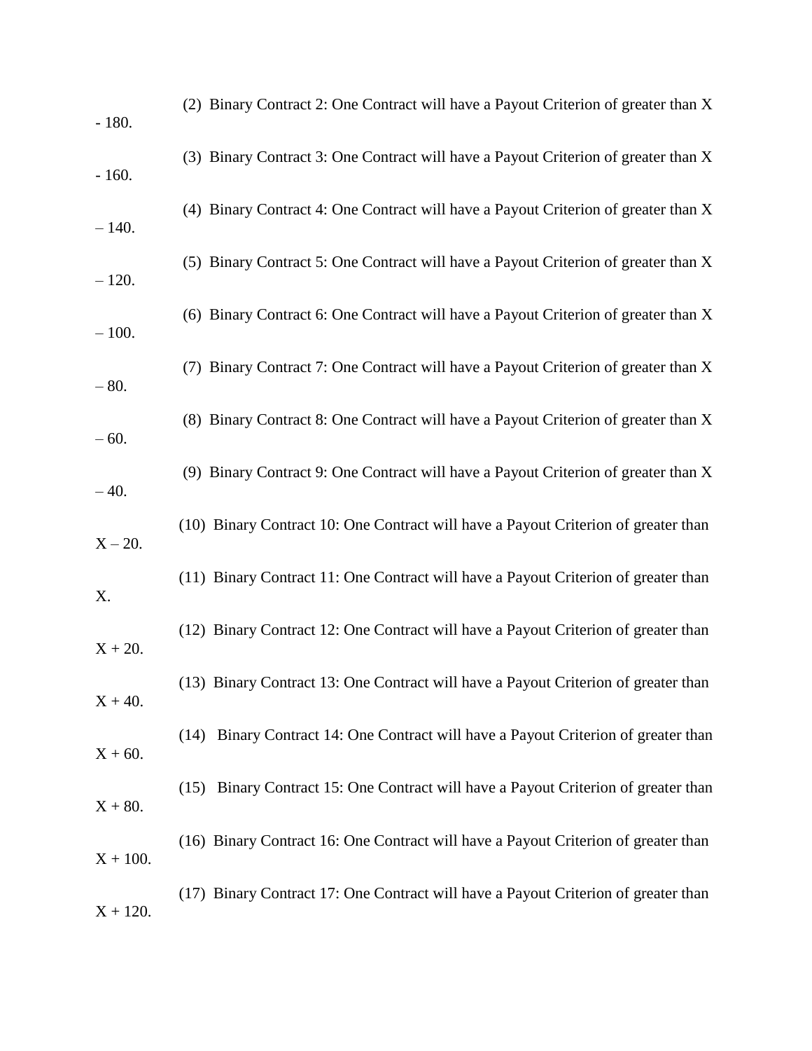(2) Binary Contract 2: One Contract will have a Payout Criterion of greater than $X - 180$.

(3) Binary Contract 3: One Contract will have a Payout Criterion of greater than $X - 160$.

(4) Binary Contract 4: One Contract will have a Payout Criterion of greater than $X – 140$.

(5) Binary Contract 5: One Contract will have a Payout Criterion of greater than $X – 120$.

(6) Binary Contract 6: One Contract will have a Payout Criterion of greater than $X – 100$.

(7) Binary Contract 7: One Contract will have a Payout Criterion of greater than $X – 80$.

(8) Binary Contract 8: One Contract will have a Payout Criterion of greater than $X – 60$.

(9) Binary Contract 9: One Contract will have a Payout Criterion of greater than $X – 40$.

(10) Binary Contract 10: One Contract will have a Payout Criterion of greater than $X – 20$.

(11) Binary Contract 11: One Contract will have a Payout Criterion of greater than $X$.

(12) Binary Contract 12: One Contract will have a Payout Criterion of greater than $X + 20$.

(13) Binary Contract 13: One Contract will have a Payout Criterion of greater than $X + 40$.

(14) Binary Contract 14: One Contract will have a Payout Criterion of greater than $X + 60$.

(15) Binary Contract 15: One Contract will have a Payout Criterion of greater than $X + 80$.

(16) Binary Contract 16: One Contract will have a Payout Criterion of greater than $X + 100$.

(17) Binary Contract 17: One Contract will have a Payout Criterion of greater than $X + 120$.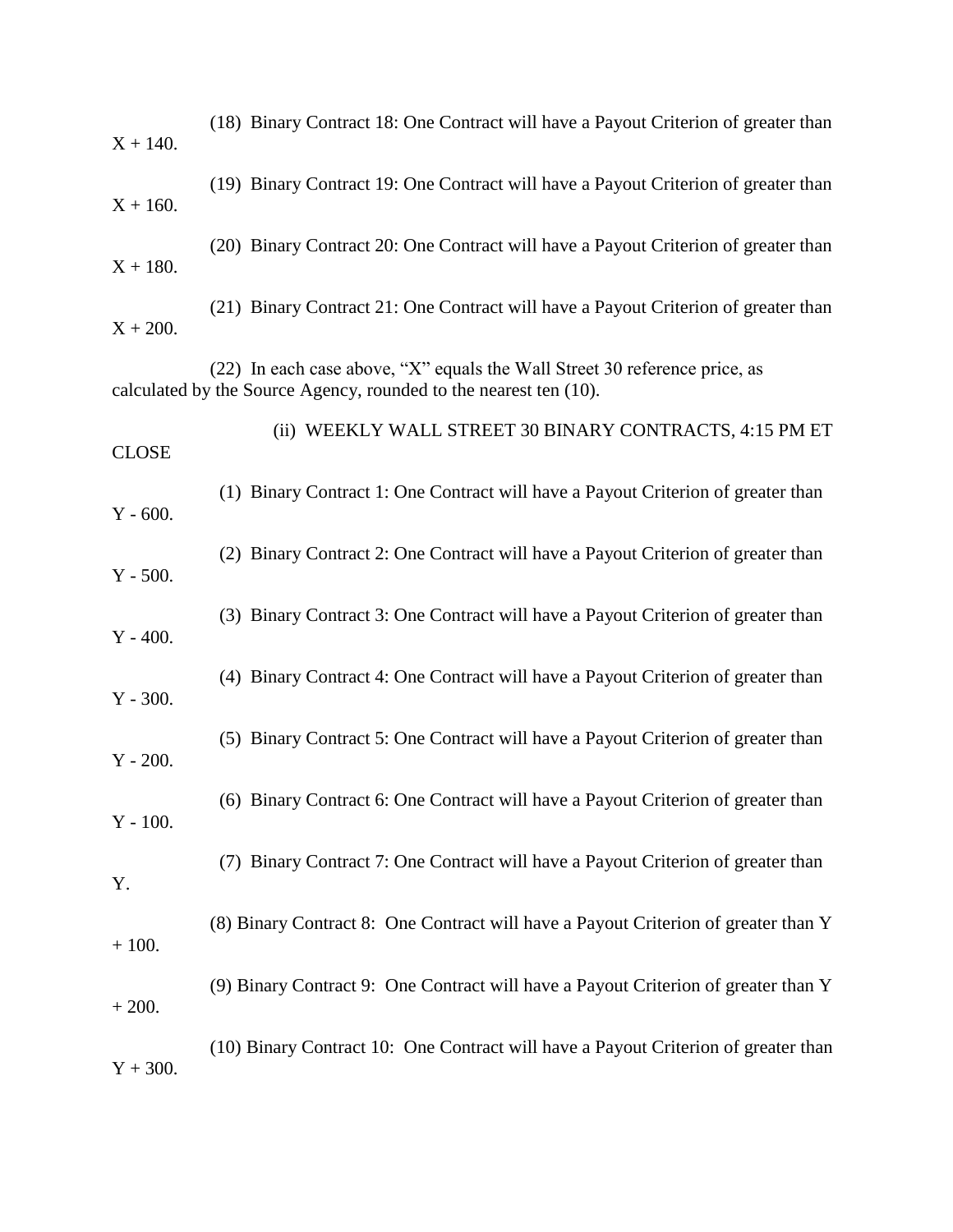(18) Binary Contract 18: One Contract will have a Payout Criterion of greater than X + 140.

(19) Binary Contract 19: One Contract will have a Payout Criterion of greater than X + 160.

(20) Binary Contract 20: One Contract will have a Payout Criterion of greater than X + 180.

(21) Binary Contract 21: One Contract will have a Payout Criterion of greater than X + 200.

(22) In each case above, "X" equals the Wall Street 30 reference price, as calculated by the Source Agency, rounded to the nearest ten (10).

(ii) WEEKLY WALL STREET 30 BINARY CONTRACTS, 4:15 PM ET CLOSE

(1) Binary Contract 1: One Contract will have a Payout Criterion of greater than Y - 600.

(2) Binary Contract 2: One Contract will have a Payout Criterion of greater than Y - 500.

(3) Binary Contract 3: One Contract will have a Payout Criterion of greater than Y - 400.

(4) Binary Contract 4: One Contract will have a Payout Criterion of greater than Y - 300.

(5) Binary Contract 5: One Contract will have a Payout Criterion of greater than Y - 200.

(6) Binary Contract 6: One Contract will have a Payout Criterion of greater than Y - 100.

(7) Binary Contract 7: One Contract will have a Payout Criterion of greater than Y.

(8) Binary Contract 8: One Contract will have a Payout Criterion of greater than Y + 100.

(9) Binary Contract 9: One Contract will have a Payout Criterion of greater than Y + 200.

(10) Binary Contract 10: One Contract will have a Payout Criterion of greater than Y + 300.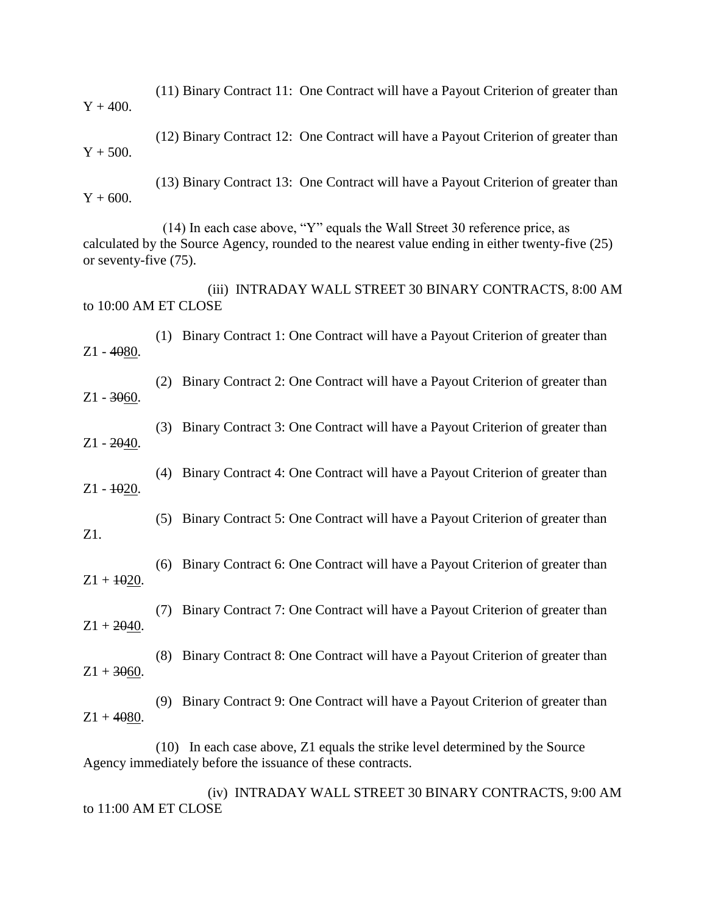(11) Binary Contract 11: One Contract will have a Payout Criterion of greater than Y + 400.

(12) Binary Contract 12: One Contract will have a Payout Criterion of greater than Y + 500.

(13) Binary Contract 13: One Contract will have a Payout Criterion of greater than Y + 600.

(14) In each case above, "Y" equals the Wall Street 30 reference price, as calculated by the Source Agency, rounded to the nearest value ending in either twenty-five (25) or seventy-five (75).

(iii) INTRADAY WALL STREET 30 BINARY CONTRACTS, 8:00 AM to 10:00 AM ET CLOSE

(1) Binary Contract 1: One Contract will have a Payout Criterion of greater than Z1 - ~~40~~<u>80</u>.

(2) Binary Contract 2: One Contract will have a Payout Criterion of greater than Z1 - ~~30~~<u>60</u>.

(3) Binary Contract 3: One Contract will have a Payout Criterion of greater than Z1 - ~~20~~<u>40</u>.

(4) Binary Contract 4: One Contract will have a Payout Criterion of greater than Z1 - ~~10~~<u>20</u>.

(5) Binary Contract 5: One Contract will have a Payout Criterion of greater than Z1.

(6) Binary Contract 6: One Contract will have a Payout Criterion of greater than Z1 + ~~10~~<u>20</u>.

(7) Binary Contract 7: One Contract will have a Payout Criterion of greater than Z1 + ~~20~~<u>40</u>.

(8) Binary Contract 8: One Contract will have a Payout Criterion of greater than Z1 + ~~30~~<u>60</u>.

(9) Binary Contract 9: One Contract will have a Payout Criterion of greater than Z1 + ~~40~~<u>80</u>.

(10) In each case above, Z1 equals the strike level determined by the Source Agency immediately before the issuance of these contracts.

(iv) INTRADAY WALL STREET 30 BINARY CONTRACTS, 9:00 AM to 11:00 AM ET CLOSE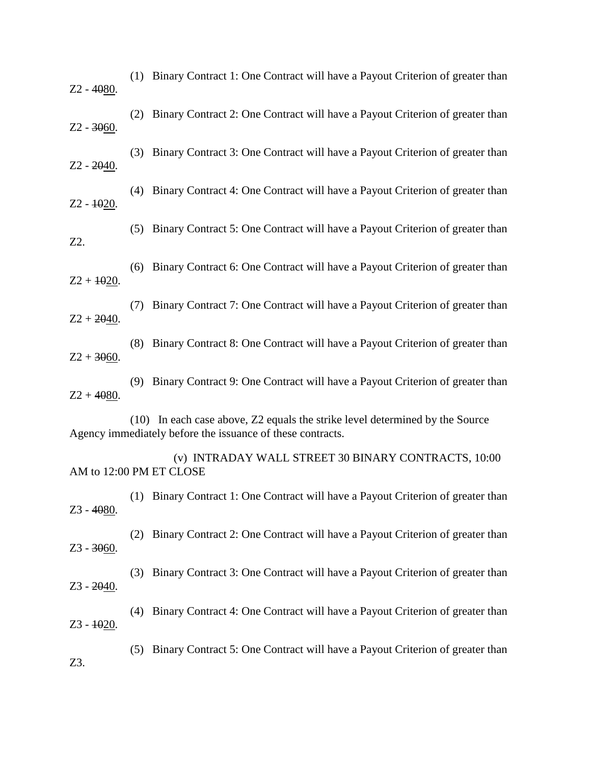(1) Binary Contract 1: One Contract will have a Payout Criterion of greater than Z2 - ~~40~~<u>80</u>.

(2) Binary Contract 2: One Contract will have a Payout Criterion of greater than Z2 - ~~30~~<u>60</u>.

(3) Binary Contract 3: One Contract will have a Payout Criterion of greater than Z2 - ~~20~~<u>40</u>.

(4) Binary Contract 4: One Contract will have a Payout Criterion of greater than Z2 - ~~10~~<u>20</u>.

(5) Binary Contract 5: One Contract will have a Payout Criterion of greater than Z2.

(6) Binary Contract 6: One Contract will have a Payout Criterion of greater than Z2 + ~~10~~<u>20</u>.

(7) Binary Contract 7: One Contract will have a Payout Criterion of greater than Z2 + ~~20~~<u>40</u>.

(8) Binary Contract 8: One Contract will have a Payout Criterion of greater than Z2 + ~~30~~<u>60</u>.

(9) Binary Contract 9: One Contract will have a Payout Criterion of greater than Z2 + ~~40~~<u>80</u>.

(10) In each case above, Z2 equals the strike level determined by the Source Agency immediately before the issuance of these contracts.

(v) INTRADAY WALL STREET 30 BINARY CONTRACTS, 10:00 AM to 12:00 PM ET CLOSE

(1) Binary Contract 1: One Contract will have a Payout Criterion of greater than Z3 - ~~40~~<u>80</u>.

(2) Binary Contract 2: One Contract will have a Payout Criterion of greater than Z3 - ~~30~~<u>60</u>.

(3) Binary Contract 3: One Contract will have a Payout Criterion of greater than Z3 - ~~20~~<u>40</u>.

(4) Binary Contract 4: One Contract will have a Payout Criterion of greater than Z3 - ~~10~~<u>20</u>.

(5) Binary Contract 5: One Contract will have a Payout Criterion of greater than Z3.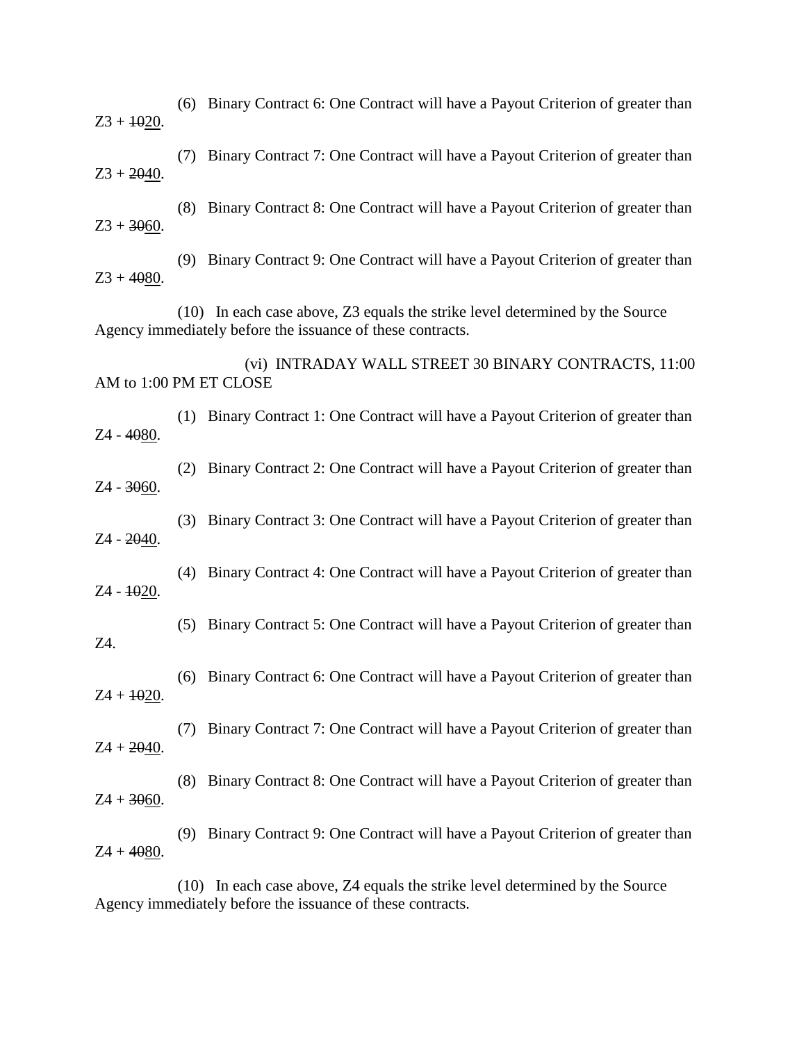(6) Binary Contract 6: One Contract will have a Payout Criterion of greater than Z3 + ~~10~~<u>20</u>.

(7) Binary Contract 7: One Contract will have a Payout Criterion of greater than Z3 + ~~20~~<u>40</u>.

(8) Binary Contract 8: One Contract will have a Payout Criterion of greater than Z3 + ~~30~~<u>60</u>.

(9) Binary Contract 9: One Contract will have a Payout Criterion of greater than Z3 + ~~40~~<u>80</u>.

(10) In each case above, Z3 equals the strike level determined by the Source Agency immediately before the issuance of these contracts.

(vi) INTRADAY WALL STREET 30 BINARY CONTRACTS, 11:00 AM to 1:00 PM ET CLOSE

(1) Binary Contract 1: One Contract will have a Payout Criterion of greater than Z4 - ~~40~~<u>80</u>.

(2) Binary Contract 2: One Contract will have a Payout Criterion of greater than Z4 - ~~30~~<u>60</u>.

(3) Binary Contract 3: One Contract will have a Payout Criterion of greater than Z4 - ~~20~~<u>40</u>.

(4) Binary Contract 4: One Contract will have a Payout Criterion of greater than Z4 - ~~10~~<u>20</u>.

(5) Binary Contract 5: One Contract will have a Payout Criterion of greater than Z4.

(6) Binary Contract 6: One Contract will have a Payout Criterion of greater than Z4 + ~~10~~<u>20</u>.

(7) Binary Contract 7: One Contract will have a Payout Criterion of greater than Z4 + ~~20~~<u>40</u>.

(8) Binary Contract 8: One Contract will have a Payout Criterion of greater than Z4 + ~~30~~<u>60</u>.

(9) Binary Contract 9: One Contract will have a Payout Criterion of greater than Z4 + ~~40~~<u>80</u>.

(10) In each case above, Z4 equals the strike level determined by the Source Agency immediately before the issuance of these contracts.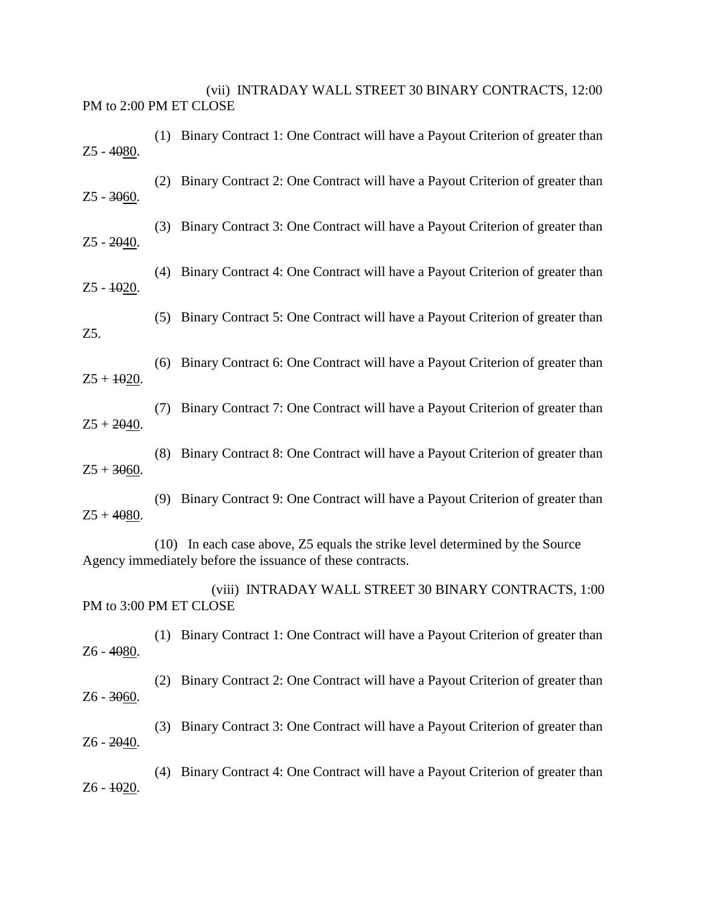(vii) INTRADAY WALL STREET 30 BINARY CONTRACTS, 12:00 PM to 2:00 PM ET CLOSE

(1) Binary Contract 1: One Contract will have a Payout Criterion of greater than Z5 - ~~40~~<u>80</u>.

(2) Binary Contract 2: One Contract will have a Payout Criterion of greater than Z5 - ~~30~~<u>60</u>.

(3) Binary Contract 3: One Contract will have a Payout Criterion of greater than Z5 - ~~20~~<u>40</u>.

(4) Binary Contract 4: One Contract will have a Payout Criterion of greater than Z5 - ~~10~~<u>20</u>.

(5) Binary Contract 5: One Contract will have a Payout Criterion of greater than Z5.

(6) Binary Contract 6: One Contract will have a Payout Criterion of greater than Z5 + ~~10~~<u>20</u>.

(7) Binary Contract 7: One Contract will have a Payout Criterion of greater than Z5 + ~~20~~<u>40</u>.

(8) Binary Contract 8: One Contract will have a Payout Criterion of greater than Z5 + ~~30~~<u>60</u>.

(9) Binary Contract 9: One Contract will have a Payout Criterion of greater than Z5 + ~~40~~<u>80</u>.

(10) In each case above, Z5 equals the strike level determined by the Source Agency immediately before the issuance of these contracts.

(viii) INTRADAY WALL STREET 30 BINARY CONTRACTS, 1:00 PM to 3:00 PM ET CLOSE

(1) Binary Contract 1: One Contract will have a Payout Criterion of greater than Z6 - ~~40~~<u>80</u>.

(2) Binary Contract 2: One Contract will have a Payout Criterion of greater than Z6 - ~~30~~<u>60</u>.

(3) Binary Contract 3: One Contract will have a Payout Criterion of greater than Z6 - ~~20~~<u>40</u>.

(4) Binary Contract 4: One Contract will have a Payout Criterion of greater than Z6 - ~~10~~<u>20</u>.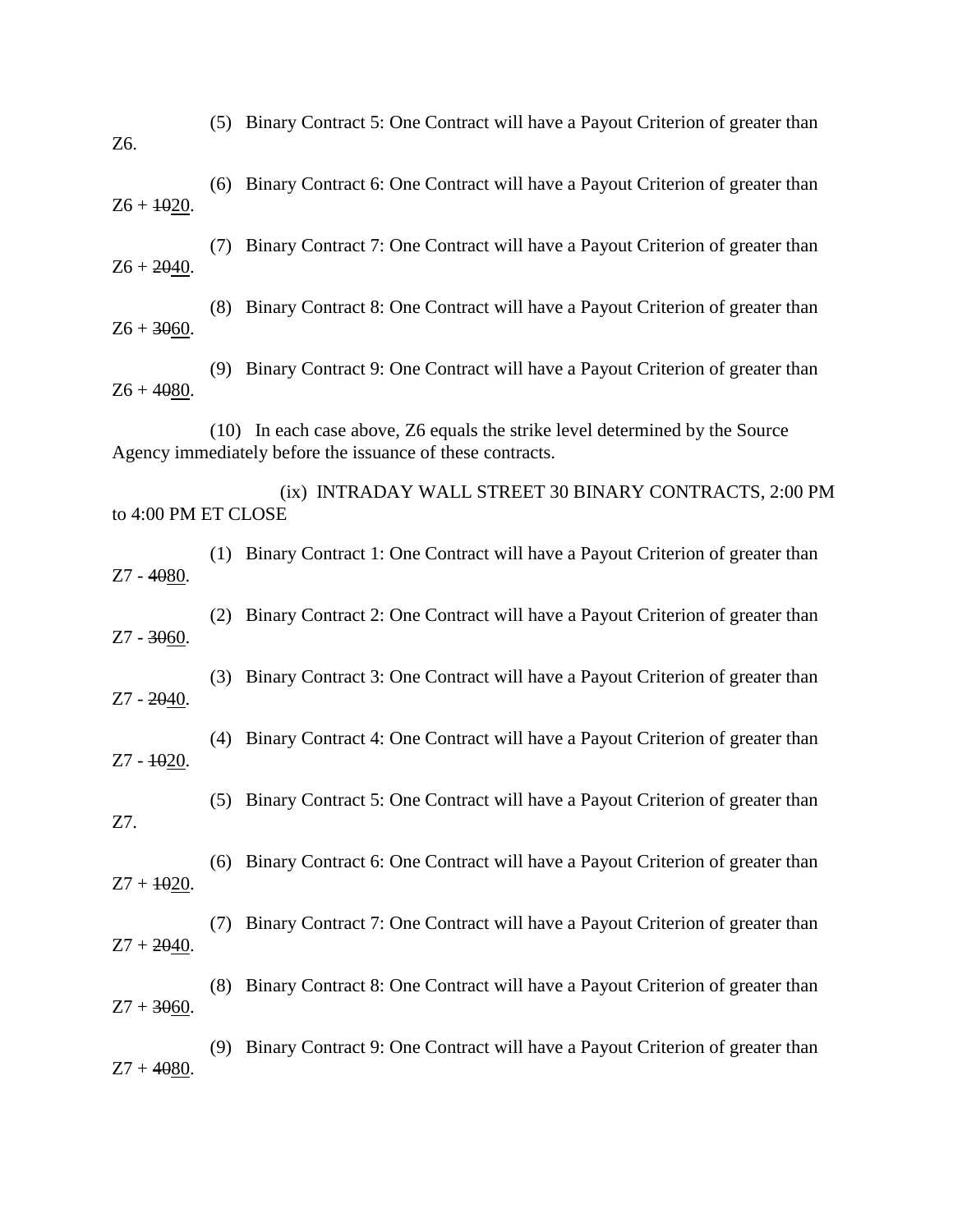(5) Binary Contract 5: One Contract will have a Payout Criterion of greater than Z6.

(6) Binary Contract 6: One Contract will have a Payout Criterion of greater than Z6 + ~~10~~<u>20</u>.

(7) Binary Contract 7: One Contract will have a Payout Criterion of greater than Z6 + ~~20~~<u>40</u>.

(8) Binary Contract 8: One Contract will have a Payout Criterion of greater than Z6 + ~~30~~<u>60</u>.

(9) Binary Contract 9: One Contract will have a Payout Criterion of greater than Z6 + ~~40~~<u>80</u>.

(10) In each case above, Z6 equals the strike level determined by the Source Agency immediately before the issuance of these contracts.

(ix) INTRADAY WALL STREET 30 BINARY CONTRACTS, 2:00 PM to 4:00 PM ET CLOSE

(1) Binary Contract 1: One Contract will have a Payout Criterion of greater than Z7 - ~~40~~<u>80</u>.

(2) Binary Contract 2: One Contract will have a Payout Criterion of greater than Z7 - ~~30~~<u>60</u>.

(3) Binary Contract 3: One Contract will have a Payout Criterion of greater than Z7 - ~~20~~<u>40</u>.

(4) Binary Contract 4: One Contract will have a Payout Criterion of greater than Z7 - ~~10~~<u>20</u>.

(5) Binary Contract 5: One Contract will have a Payout Criterion of greater than Z7.

(6) Binary Contract 6: One Contract will have a Payout Criterion of greater than Z7 + ~~10~~<u>20</u>.

(7) Binary Contract 7: One Contract will have a Payout Criterion of greater than Z7 + ~~20~~<u>40</u>.

(8) Binary Contract 8: One Contract will have a Payout Criterion of greater than Z7 + ~~30~~<u>60</u>.

(9) Binary Contract 9: One Contract will have a Payout Criterion of greater than Z7 + ~~40~~<u>80</u>.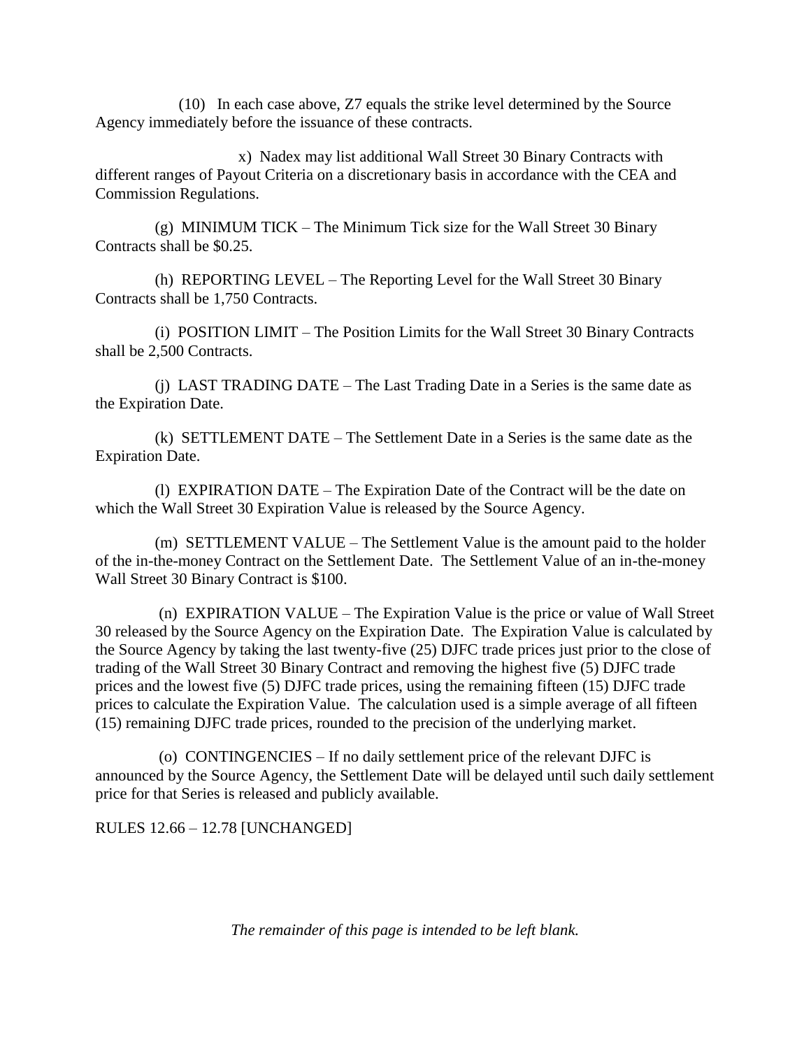(10) In each case above, Z7 equals the strike level determined by the Source Agency immediately before the issuance of these contracts.

x) Nadex may list additional Wall Street 30 Binary Contracts with different ranges of Payout Criteria on a discretionary basis in accordance with the CEA and Commission Regulations.

(g) MINIMUM TICK – The Minimum Tick size for the Wall Street 30 Binary Contracts shall be $0.25.

(h) REPORTING LEVEL – The Reporting Level for the Wall Street 30 Binary Contracts shall be 1,750 Contracts.

(i) POSITION LIMIT – The Position Limits for the Wall Street 30 Binary Contracts shall be 2,500 Contracts.

(j) LAST TRADING DATE – The Last Trading Date in a Series is the same date as the Expiration Date.

(k) SETTLEMENT DATE – The Settlement Date in a Series is the same date as the Expiration Date.

(l) EXPIRATION DATE – The Expiration Date of the Contract will be the date on which the Wall Street 30 Expiration Value is released by the Source Agency.

(m) SETTLEMENT VALUE – The Settlement Value is the amount paid to the holder of the in-the-money Contract on the Settlement Date. The Settlement Value of an in-the-money Wall Street 30 Binary Contract is $100.

(n) EXPIRATION VALUE – The Expiration Value is the price or value of Wall Street 30 released by the Source Agency on the Expiration Date. The Expiration Value is calculated by the Source Agency by taking the last twenty-five (25) DJFC trade prices just prior to the close of trading of the Wall Street 30 Binary Contract and removing the highest five (5) DJFC trade prices and the lowest five (5) DJFC trade prices, using the remaining fifteen (15) DJFC trade prices to calculate the Expiration Value. The calculation used is a simple average of all fifteen (15) remaining DJFC trade prices, rounded to the precision of the underlying market.

(o) CONTINGENCIES – If no daily settlement price of the relevant DJFC is announced by the Source Agency, the Settlement Date will be delayed until such daily settlement price for that Series is released and publicly available.

RULES 12.66 – 12.78 [UNCHANGED]

*The remainder of this page is intended to be left blank.*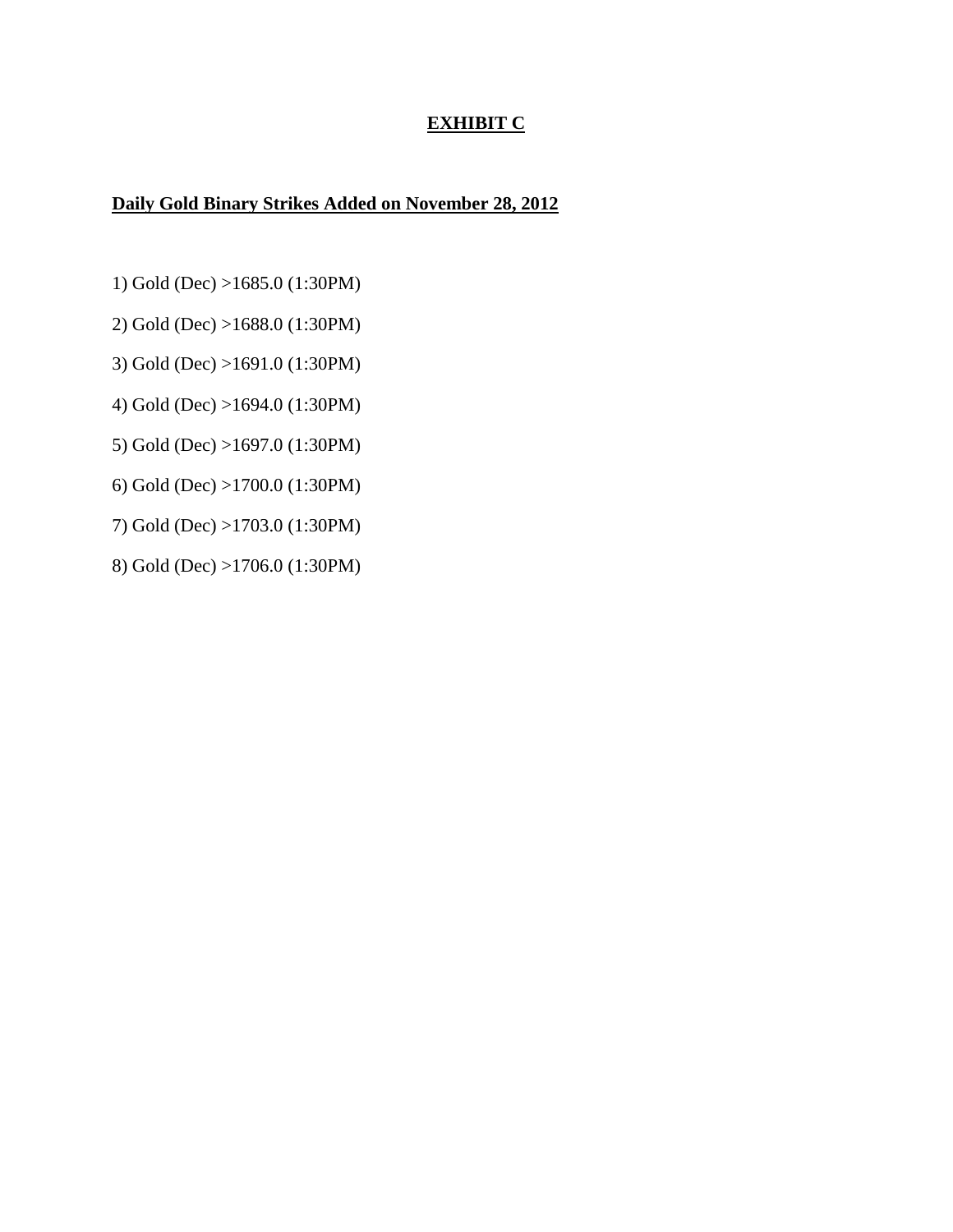# **EXHIBIT C**

## **Daily Gold Binary Strikes Added on November 28, 2012**

1) Gold (Dec) >1685.0 (1:30PM)
2) Gold (Dec) >1688.0 (1:30PM)
3) Gold (Dec) >1691.0 (1:30PM)
4) Gold (Dec) >1694.0 (1:30PM)
5) Gold (Dec) >1697.0 (1:30PM)
6) Gold (Dec) >1700.0 (1:30PM)
7) Gold (Dec) >1703.0 (1:30PM)
8) Gold (Dec) >1706.0 (1:30PM)